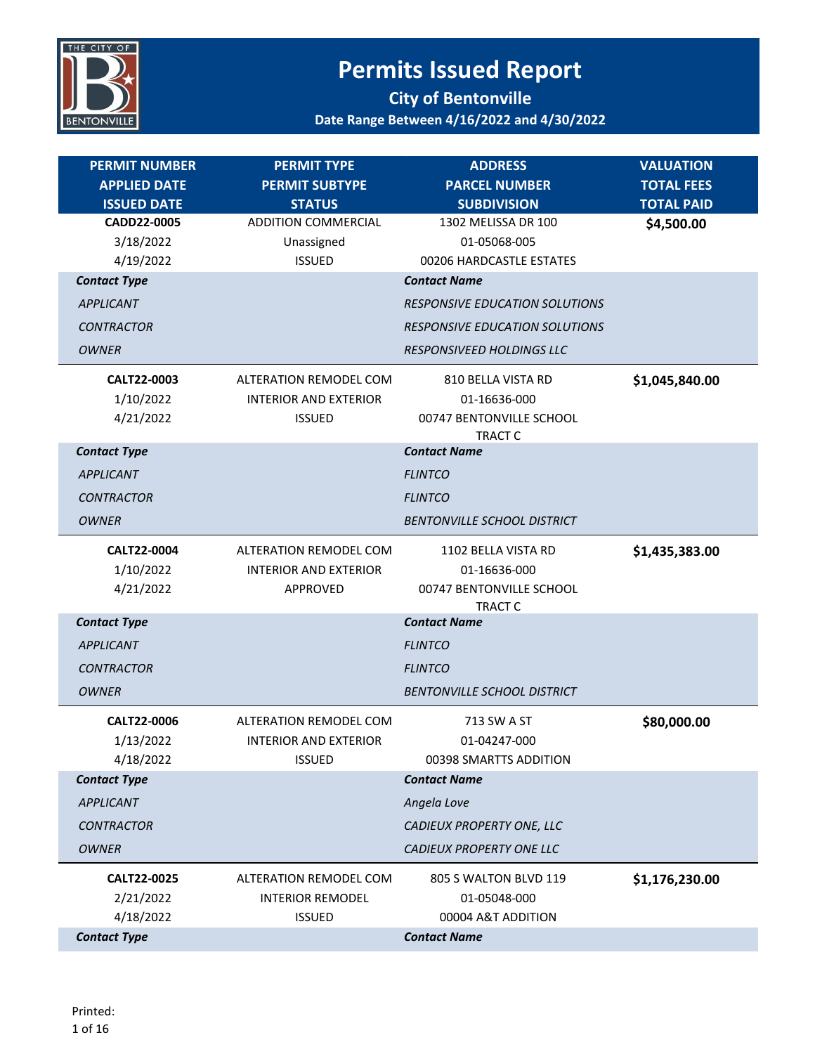# Permits Issued Report

## City of Bentonville

### Date Range Between 4/16/2022 and 4/30/2022

| PERMIT NUMBER<br>APPLIED DATE<br>ISSUED DATE | PERMIT TYPE<br>PERMIT SUBTYPE<br>STATUS | ADDRESS<br>PARCEL NUMBER<br>SUBDIVISION | VALUATION<br>TOTAL FEES<br>TOTAL PAID |
|---|---|---|---|
| **CADD22-0005**<br>3/18/2022<br>4/19/2022 | ADDITION COMMERCIAL<br>Unassigned<br>ISSUED | 1302 MELISSA DR 100<br>01-05068-005<br>00206 HARDCASTLE ESTATES | **$4,500.00** |
| ***Contact Type*** | | ***Contact Name*** | |
| *APPLICANT* | | *RESPONSIVE EDUCATION SOLUTIONS* | |
| *CONTRACTOR* | | *RESPONSIVE EDUCATION SOLUTIONS* | |
| *OWNER* | | *RESPONSIVEED HOLDINGS LLC* | |
| **CALT22-0003**<br>1/10/2022<br>4/21/2022 | ALTERATION REMODEL COM<br>INTERIOR AND EXTERIOR<br>ISSUED | 810 BELLA VISTA RD<br>01-16636-000<br>00747 BENTONVILLE SCHOOL TRACT C | **$1,045,840.00** |
| ***Contact Type*** | | ***Contact Name*** | |
| *APPLICANT* | | *FLINTCO* | |
| *CONTRACTOR* | | *FLINTCO* | |
| *OWNER* | | *BENTONVILLE SCHOOL DISTRICT* | |
| **CALT22-0004**<br>1/10/2022<br>4/21/2022 | ALTERATION REMODEL COM<br>INTERIOR AND EXTERIOR<br>APPROVED | 1102 BELLA VISTA RD<br>01-16636-000<br>00747 BENTONVILLE SCHOOL TRACT C | **$1,435,383.00** |
| ***Contact Type*** | | ***Contact Name*** | |
| *APPLICANT* | | *FLINTCO* | |
| *CONTRACTOR* | | *FLINTCO* | |
| *OWNER* | | *BENTONVILLE SCHOOL DISTRICT* | |
| **CALT22-0006**<br>1/13/2022<br>4/18/2022 | ALTERATION REMODEL COM<br>INTERIOR AND EXTERIOR<br>ISSUED | 713 SW A ST<br>01-04247-000<br>00398 SMARTTS ADDITION | **$80,000.00** |
| ***Contact Type*** | | ***Contact Name*** | |
| *APPLICANT* | | *Angela Love* | |
| *CONTRACTOR* | | *CADIEUX PROPERTY ONE, LLC* | |
| *OWNER* | | *CADIEUX PROPERTY ONE LLC* | |
| **CALT22-0025**<br>2/21/2022<br>4/18/2022 | ALTERATION REMODEL COM<br>INTERIOR REMODEL<br>ISSUED | 805 S WALTON BLVD 119<br>01-05048-000<br>00004 A&T ADDITION | **$1,176,230.00** |
| ***Contact Type*** | | ***Contact Name*** | |

Printed: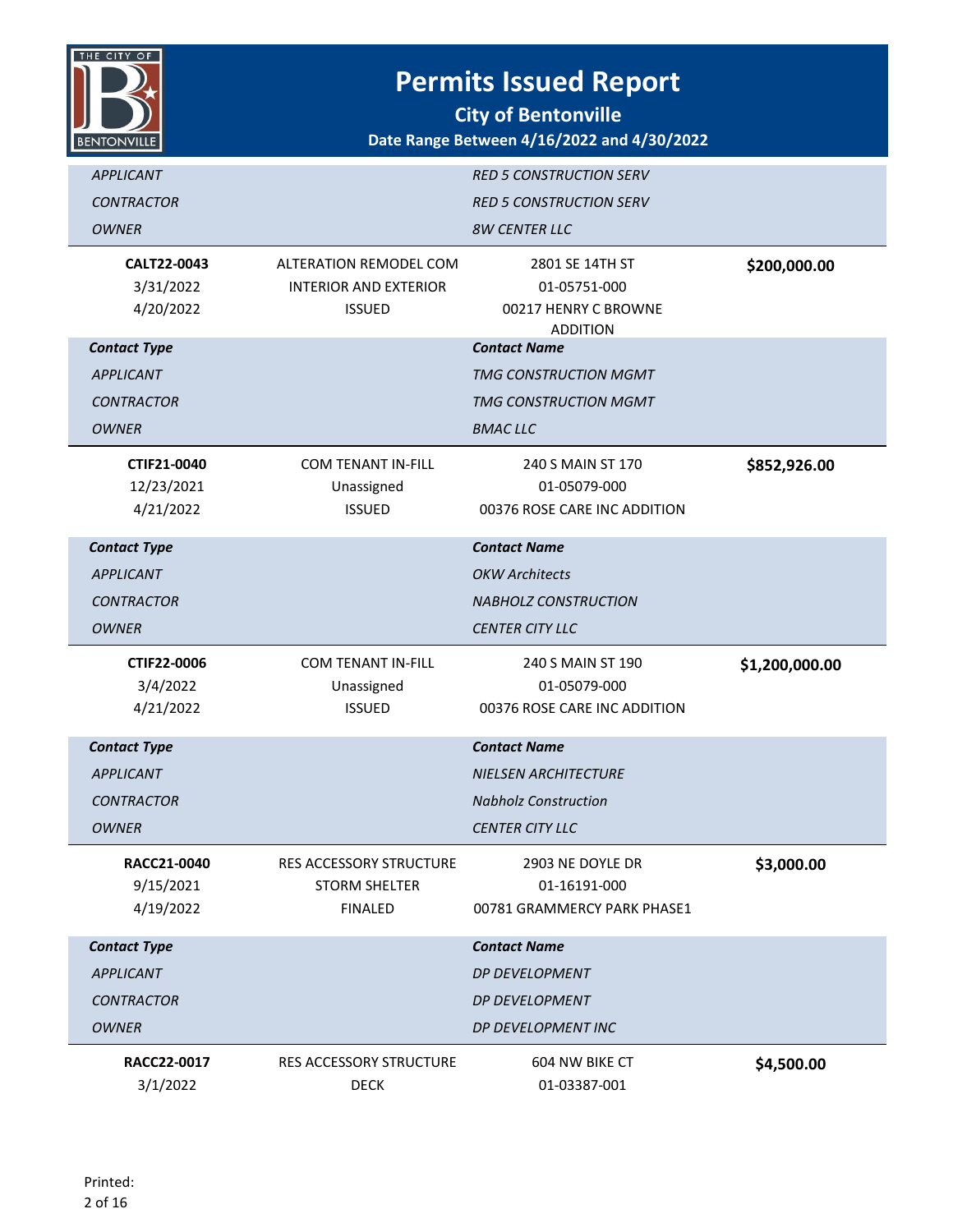# Permits Issued Report

## City of Bentonville

**Date Range Between 4/16/2022 and 4/30/2022**

| | | | |
|---|---|---|---|
| *APPLICANT* | | *RED 5 CONSTRUCTION SERV* | |
| *CONTRACTOR* | | *RED 5 CONSTRUCTION SERV* | |
| *OWNER* | | *8W CENTER LLC* | |

| | | | |
|---|---|---|---|
| **CALT22-0043** | ALTERATION REMODEL COM | 2801 SE 14TH ST | **$200,000.00** |
| 3/31/2022 | INTERIOR AND EXTERIOR | 01-05751-000 | |
| 4/20/2022 | ISSUED | 00217 HENRY C BROWNE ADDITION | |

| ***Contact Type*** | ***Contact Name*** |
|---|---|
| *APPLICANT* | *TMG CONSTRUCTION MGMT* |
| *CONTRACTOR* | *TMG CONSTRUCTION MGMT* |
| *OWNER* | *BMAC LLC* |

| | | | |
|---|---|---|---|
| **CTIF21-0040** | COM TENANT IN-FILL | 240 S MAIN ST 170 | **$852,926.00** |
| 12/23/2021 | Unassigned | 01-05079-000 | |
| 4/21/2022 | ISSUED | 00376 ROSE CARE INC ADDITION | |

| ***Contact Type*** | ***Contact Name*** |
|---|---|
| *APPLICANT* | *OKW Architects* |
| *CONTRACTOR* | *NABHOLZ CONSTRUCTION* |
| *OWNER* | *CENTER CITY LLC* |

| | | | |
|---|---|---|---|
| **CTIF22-0006** | COM TENANT IN-FILL | 240 S MAIN ST 190 | **$1,200,000.00** |
| 3/4/2022 | Unassigned | 01-05079-000 | |
| 4/21/2022 | ISSUED | 00376 ROSE CARE INC ADDITION | |

| ***Contact Type*** | ***Contact Name*** |
|---|---|
| *APPLICANT* | *NIELSEN ARCHITECTURE* |
| *CONTRACTOR* | *Nabholz Construction* |
| *OWNER* | *CENTER CITY LLC* |

| | | | |
|---|---|---|---|
| **RACC21-0040** | RES ACCESSORY STRUCTURE | 2903 NE DOYLE DR | **$3,000.00** |
| 9/15/2021 | STORM SHELTER | 01-16191-000 | |
| 4/19/2022 | FINALED | 00781 GRAMMERCY PARK PHASE1 | |

| ***Contact Type*** | ***Contact Name*** |
|---|---|
| *APPLICANT* | *DP DEVELOPMENT* |
| *CONTRACTOR* | *DP DEVELOPMENT* |
| *OWNER* | *DP DEVELOPMENT INC* |

| | | | |
|---|---|---|---|
| **RACC22-0017** | RES ACCESSORY STRUCTURE | 604 NW BIKE CT | **$4,500.00** |
| 3/1/2022 | DECK | 01-03387-001 | |

Printed: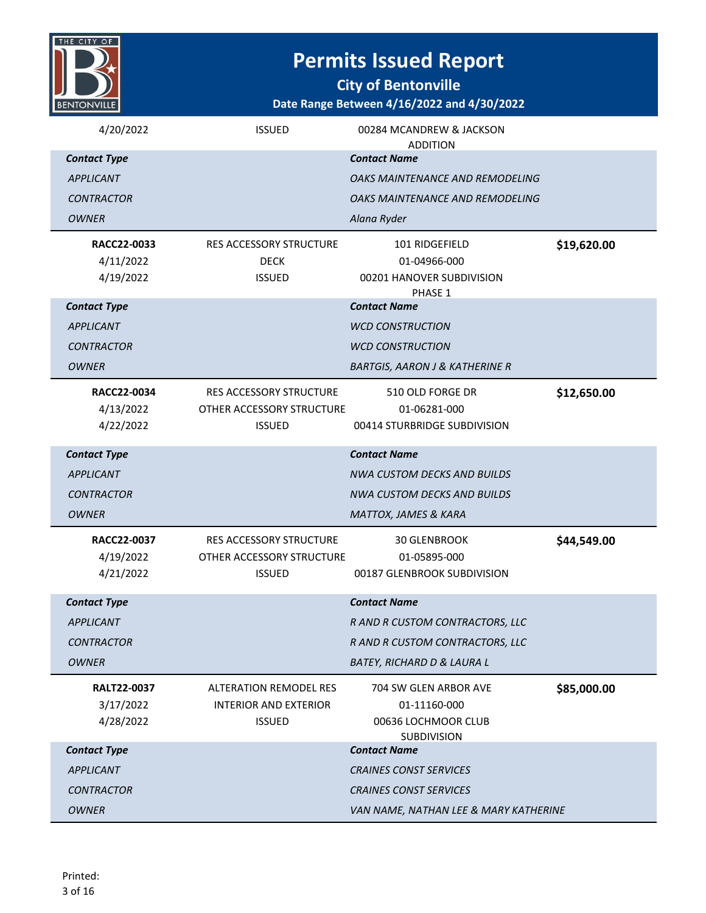# Permits Issued Report

**City of Bentonville**

**Date Range Between 4/16/2022 and 4/30/2022**

| | | | |
|---|---|---|---|
| 4/20/2022 | ISSUED | 00284 MCANDREW & JACKSON ADDITION | |

| *Contact Type* | *Contact Name* |
|---|---|
| *APPLICANT* | *OAKS MAINTENANCE AND REMODELING* |
| *CONTRACTOR* | *OAKS MAINTENANCE AND REMODELING* |
| *OWNER* | *Alana Ryder* |

| | | | |
|---|---|---|---|
| **RACC22-0033** | RES ACCESSORY STRUCTURE | 101 RIDGEFIELD | **$19,620.00** |
| 4/11/2022 | DECK | 01-04966-000 | |
| 4/19/2022 | ISSUED | 00201 HANOVER SUBDIVISION PHASE 1 | |

| *Contact Type* | *Contact Name* |
|---|---|
| *APPLICANT* | *WCD CONSTRUCTION* |
| *CONTRACTOR* | *WCD CONSTRUCTION* |
| *OWNER* | *BARTGIS, AARON J & KATHERINE R* |

| | | | |
|---|---|---|---|
| **RACC22-0034** | RES ACCESSORY STRUCTURE | 510 OLD FORGE DR | **$12,650.00** |
| 4/13/2022 | OTHER ACCESSORY STRUCTURE | 01-06281-000 | |
| 4/22/2022 | ISSUED | 00414 STURBRIDGE SUBDIVISION | |

| *Contact Type* | *Contact Name* |
|---|---|
| *APPLICANT* | *NWA CUSTOM DECKS AND BUILDS* |
| *CONTRACTOR* | *NWA CUSTOM DECKS AND BUILDS* |
| *OWNER* | *MATTOX, JAMES & KARA* |

| | | | |
|---|---|---|---|
| **RACC22-0037** | RES ACCESSORY STRUCTURE | 30 GLENBROOK | **$44,549.00** |
| 4/19/2022 | OTHER ACCESSORY STRUCTURE | 01-05895-000 | |
| 4/21/2022 | ISSUED | 00187 GLENBROOK SUBDIVISION | |

| *Contact Type* | *Contact Name* |
|---|---|
| *APPLICANT* | *R AND R CUSTOM CONTRACTORS, LLC* |
| *CONTRACTOR* | *R AND R CUSTOM CONTRACTORS, LLC* |
| *OWNER* | *BATEY, RICHARD D & LAURA L* |

| | | | |
|---|---|---|---|
| **RALT22-0037** | ALTERATION REMODEL RES | 704 SW GLEN ARBOR AVE | **$85,000.00** |
| 3/17/2022 | INTERIOR AND EXTERIOR | 01-11160-000 | |
| 4/28/2022 | ISSUED | 00636 LOCHMOOR CLUB SUBDIVISION | |

| *Contact Type* | *Contact Name* |
|---|---|
| *APPLICANT* | *CRAINES CONST SERVICES* |
| *CONTRACTOR* | *CRAINES CONST SERVICES* |
| *OWNER* | *VAN NAME, NATHAN LEE & MARY KATHERINE* |

Printed: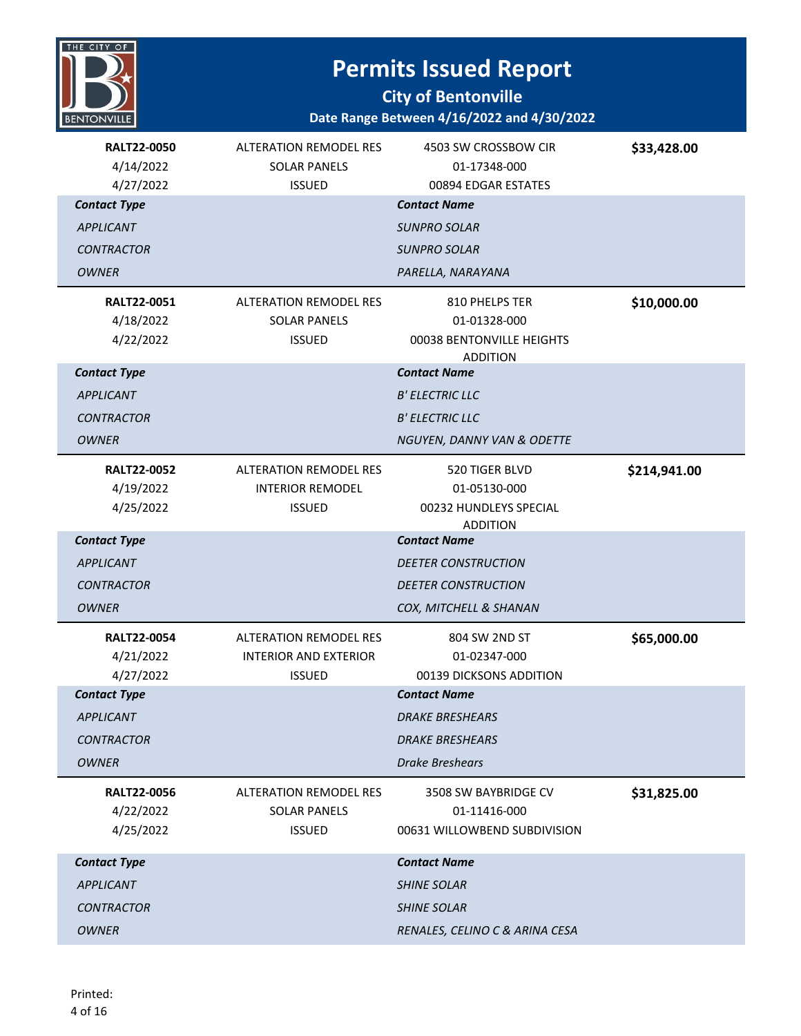# Permits Issued Report

## City of Bentonville

**Date Range Between 4/16/2022 and 4/30/2022**

| **RALT22-0050** | ALTERATION REMODEL RES | 4503 SW CROSSBOW CIR | **$33,428.00** |
|---|---|---|---|
| 4/14/2022 | SOLAR PANELS | 01-17348-000 | |
| 4/27/2022 | ISSUED | 00894 EDGAR ESTATES | |

| ***Contact Type*** | ***Contact Name*** |
|---|---|
| *APPLICANT* | *SUNPRO SOLAR* |
| *CONTRACTOR* | *SUNPRO SOLAR* |
| *OWNER* | *PARELLA, NARAYANA* |

| **RALT22-0051** | ALTERATION REMODEL RES | 810 PHELPS TER | **$10,000.00** |
|---|---|---|---|
| 4/18/2022 | SOLAR PANELS | 01-01328-000 | |
| 4/22/2022 | ISSUED | 00038 BENTONVILLE HEIGHTS ADDITION | |

| ***Contact Type*** | ***Contact Name*** |
|---|---|
| *APPLICANT* | *B' ELECTRIC LLC* |
| *CONTRACTOR* | *B' ELECTRIC LLC* |
| *OWNER* | *NGUYEN, DANNY VAN & ODETTE* |

| **RALT22-0052** | ALTERATION REMODEL RES | 520 TIGER BLVD | **$214,941.00** |
|---|---|---|---|
| 4/19/2022 | INTERIOR REMODEL | 01-05130-000 | |
| 4/25/2022 | ISSUED | 00232 HUNDLEYS SPECIAL ADDITION | |

| ***Contact Type*** | ***Contact Name*** |
|---|---|
| *APPLICANT* | *DEETER CONSTRUCTION* |
| *CONTRACTOR* | *DEETER CONSTRUCTION* |
| *OWNER* | *COX, MITCHELL & SHANAN* |

| **RALT22-0054** | ALTERATION REMODEL RES | 804 SW 2ND ST | **$65,000.00** |
|---|---|---|---|
| 4/21/2022 | INTERIOR AND EXTERIOR | 01-02347-000 | |
| 4/27/2022 | ISSUED | 00139 DICKSONS ADDITION | |

| ***Contact Type*** | ***Contact Name*** |
|---|---|
| *APPLICANT* | *DRAKE BRESHEARS* |
| *CONTRACTOR* | *DRAKE BRESHEARS* |
| *OWNER* | *Drake Breshears* |

| **RALT22-0056** | ALTERATION REMODEL RES | 3508 SW BAYBRIDGE CV | **$31,825.00** |
|---|---|---|---|
| 4/22/2022 | SOLAR PANELS | 01-11416-000 | |
| 4/25/2022 | ISSUED | 00631 WILLOWBEND SUBDIVISION | |

| ***Contact Type*** | ***Contact Name*** |
|---|---|
| *APPLICANT* | *SHINE SOLAR* |
| *CONTRACTOR* | *SHINE SOLAR* |
| *OWNER* | *RENALES, CELINO C & ARINA CESA* |

Printed: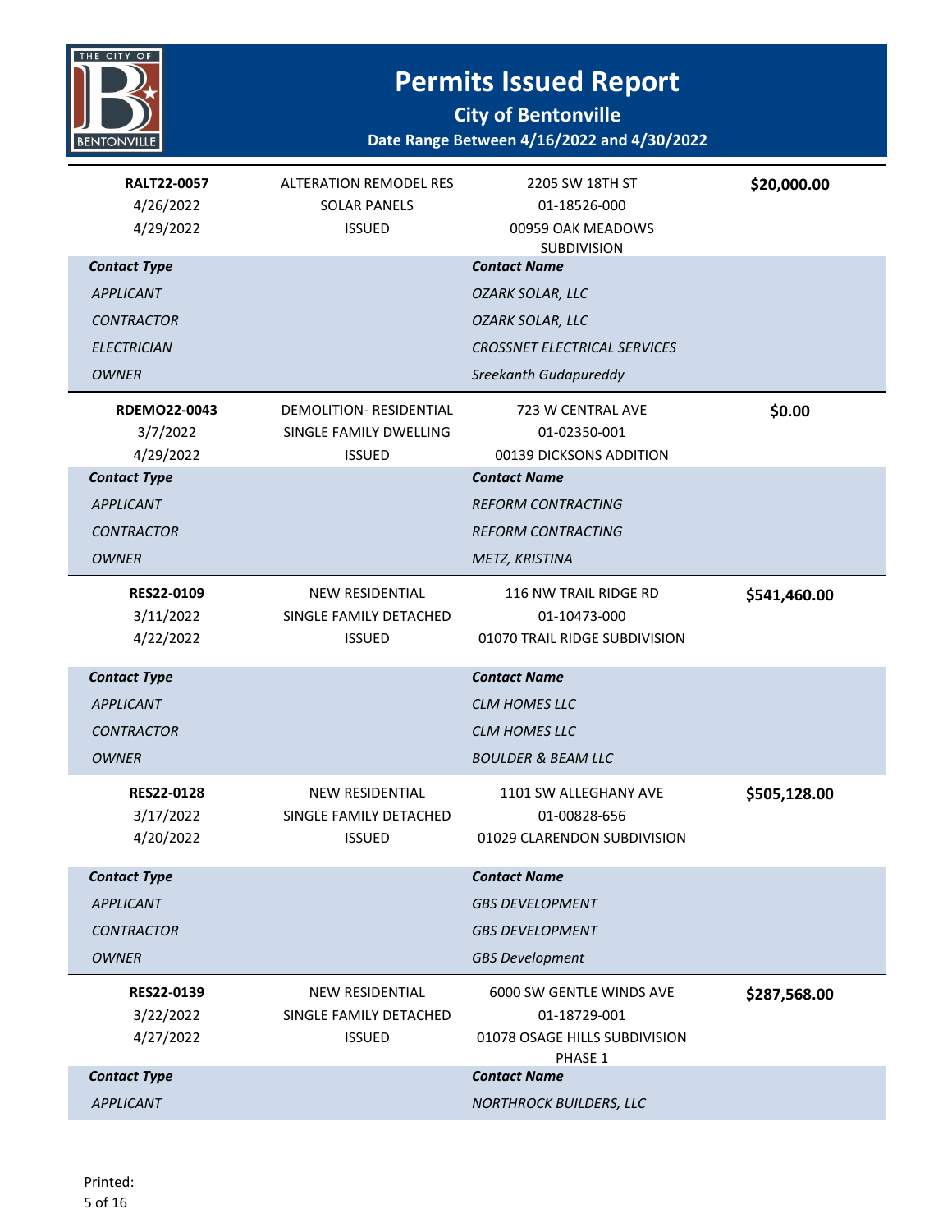# Permits Issued Report

**City of Bentonville**

**Date Range Between 4/16/2022 and 4/30/2022**

| **RALT22-0057** | ALTERATION REMODEL RES | 2205 SW 18TH ST | **$20,000.00** |
|---|---|---|---|
| 4/26/2022 | SOLAR PANELS | 01-18526-000 | |
| 4/29/2022 | ISSUED | 00959 OAK MEADOWS SUBDIVISION | |

| ***Contact Type*** | ***Contact Name*** |
|---|---|
| *APPLICANT* | *OZARK SOLAR, LLC* |
| *CONTRACTOR* | *OZARK SOLAR, LLC* |
| *ELECTRICIAN* | *CROSSNET ELECTRICAL SERVICES* |
| *OWNER* | *Sreekanth Gudapureddy* |

| **RDEMO22-0043** | DEMOLITION- RESIDENTIAL | 723 W CENTRAL AVE | **$0.00** |
|---|---|---|---|
| 3/7/2022 | SINGLE FAMILY DWELLING | 01-02350-001 | |
| 4/29/2022 | ISSUED | 00139 DICKSONS ADDITION | |

| ***Contact Type*** | ***Contact Name*** |
|---|---|
| *APPLICANT* | *REFORM CONTRACTING* |
| *CONTRACTOR* | *REFORM CONTRACTING* |
| *OWNER* | *METZ, KRISTINA* |

| **RES22-0109** | NEW RESIDENTIAL | 116 NW TRAIL RIDGE RD | **$541,460.00** |
|---|---|---|---|
| 3/11/2022 | SINGLE FAMILY DETACHED | 01-10473-000 | |
| 4/22/2022 | ISSUED | 01070 TRAIL RIDGE SUBDIVISION | |

| ***Contact Type*** | ***Contact Name*** |
|---|---|
| *APPLICANT* | *CLM HOMES LLC* |
| *CONTRACTOR* | *CLM HOMES LLC* |
| *OWNER* | *BOULDER & BEAM LLC* |

| **RES22-0128** | NEW RESIDENTIAL | 1101 SW ALLEGHANY AVE | **$505,128.00** |
|---|---|---|---|
| 3/17/2022 | SINGLE FAMILY DETACHED | 01-00828-656 | |
| 4/20/2022 | ISSUED | 01029 CLARENDON SUBDIVISION | |

| ***Contact Type*** | ***Contact Name*** |
|---|---|
| *APPLICANT* | *GBS DEVELOPMENT* |
| *CONTRACTOR* | *GBS DEVELOPMENT* |
| *OWNER* | *GBS Development* |

| **RES22-0139** | NEW RESIDENTIAL | 6000 SW GENTLE WINDS AVE | **$287,568.00** |
|---|---|---|---|
| 3/22/2022 | SINGLE FAMILY DETACHED | 01-18729-001 | |
| 4/27/2022 | ISSUED | 01078 OSAGE HILLS SUBDIVISION PHASE 1 | |

| ***Contact Type*** | ***Contact Name*** |
|---|---|
| *APPLICANT* | *NORTHROCK BUILDERS, LLC* |

Printed: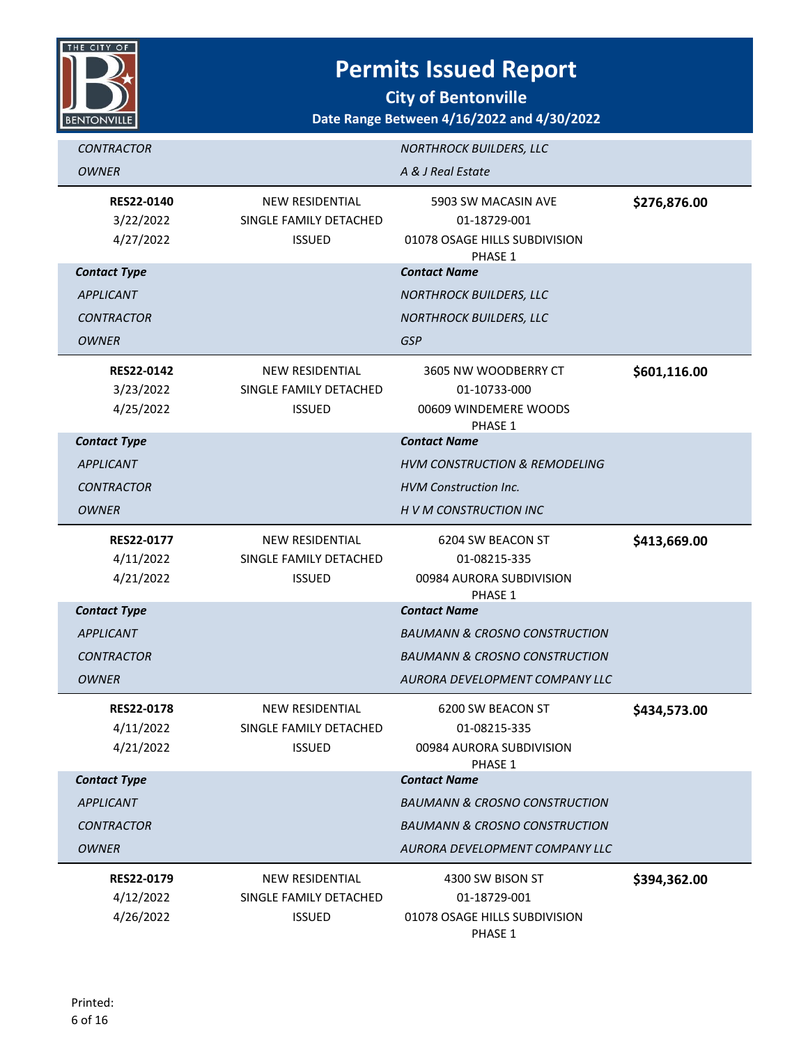# Permits Issued Report

**City of Bentonville**

**Date Range Between 4/16/2022 and 4/30/2022**

| | | | |
|---|---|---|---|
| *CONTRACTOR* | | *NORTHROCK BUILDERS, LLC* | |
| *OWNER* | | *A & J Real Estate* | |

| | | | |
|---|---|---|---|
| **RES22-0140** | NEW RESIDENTIAL | 5903 SW MACASIN AVE | **$276,876.00** |
| 3/22/2022 | SINGLE FAMILY DETACHED | 01-18729-001 | |
| 4/27/2022 | ISSUED | 01078 OSAGE HILLS SUBDIVISION PHASE 1 | |
| ***Contact Type*** | | ***Contact Name*** | |
| *APPLICANT* | | *NORTHROCK BUILDERS, LLC* | |
| *CONTRACTOR* | | *NORTHROCK BUILDERS, LLC* | |
| *OWNER* | | *GSP* | |

| | | | |
|---|---|---|---|
| **RES22-0142** | NEW RESIDENTIAL | 3605 NW WOODBERRY CT | **$601,116.00** |
| 3/23/2022 | SINGLE FAMILY DETACHED | 01-10733-000 | |
| 4/25/2022 | ISSUED | 00609 WINDEMERE WOODS PHASE 1 | |
| ***Contact Type*** | | ***Contact Name*** | |
| *APPLICANT* | | *HVM CONSTRUCTION & REMODELING* | |
| *CONTRACTOR* | | *HVM Construction Inc.* | |
| *OWNER* | | *H V M CONSTRUCTION INC* | |

| | | | |
|---|---|---|---|
| **RES22-0177** | NEW RESIDENTIAL | 6204 SW BEACON ST | **$413,669.00** |
| 4/11/2022 | SINGLE FAMILY DETACHED | 01-08215-335 | |
| 4/21/2022 | ISSUED | 00984 AURORA SUBDIVISION PHASE 1 | |
| ***Contact Type*** | | ***Contact Name*** | |
| *APPLICANT* | | *BAUMANN & CROSNO CONSTRUCTION* | |
| *CONTRACTOR* | | *BAUMANN & CROSNO CONSTRUCTION* | |
| *OWNER* | | *AURORA DEVELOPMENT COMPANY LLC* | |

| | | | |
|---|---|---|---|
| **RES22-0178** | NEW RESIDENTIAL | 6200 SW BEACON ST | **$434,573.00** |
| 4/11/2022 | SINGLE FAMILY DETACHED | 01-08215-335 | |
| 4/21/2022 | ISSUED | 00984 AURORA SUBDIVISION PHASE 1 | |
| ***Contact Type*** | | ***Contact Name*** | |
| *APPLICANT* | | *BAUMANN & CROSNO CONSTRUCTION* | |
| *CONTRACTOR* | | *BAUMANN & CROSNO CONSTRUCTION* | |
| *OWNER* | | *AURORA DEVELOPMENT COMPANY LLC* | |

| | | | |
|---|---|---|---|
| **RES22-0179** | NEW RESIDENTIAL | 4300 SW BISON ST | **$394,362.00** |
| 4/12/2022 | SINGLE FAMILY DETACHED | 01-18729-001 | |
| 4/26/2022 | ISSUED | 01078 OSAGE HILLS SUBDIVISION PHASE 1 | |

Printed: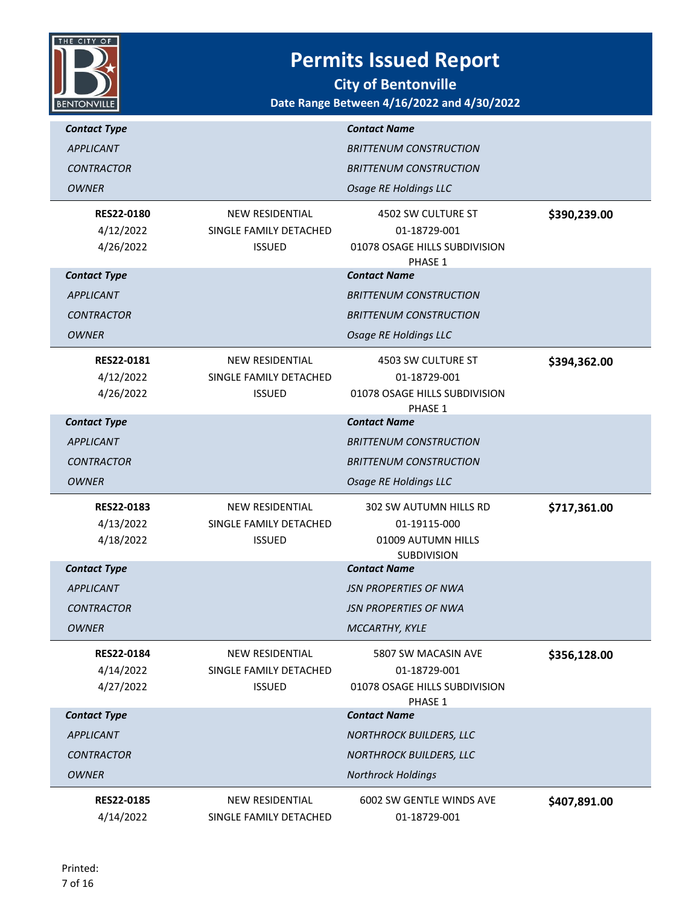# Permits Issued Report

**City of Bentonville**

**Date Range Between 4/16/2022 and 4/30/2022**

| ***Contact Type*** | | ***Contact Name*** | |
|---|---|---|---|
| *APPLICANT* | | *BRITTENUM CONSTRUCTION* | |
| *CONTRACTOR* | | *BRITTENUM CONSTRUCTION* | |
| *OWNER* | | *Osage RE Holdings LLC* | |

| | | | |
|---|---|---|---|
| **RES22-0180** | NEW RESIDENTIAL | 4502 SW CULTURE ST | **$390,239.00** |
| 4/12/2022 | SINGLE FAMILY DETACHED | 01-18729-001 | |
| 4/26/2022 | ISSUED | 01078 OSAGE HILLS SUBDIVISION PHASE 1 | |

| ***Contact Type*** | | ***Contact Name*** | |
|---|---|---|---|
| *APPLICANT* | | *BRITTENUM CONSTRUCTION* | |
| *CONTRACTOR* | | *BRITTENUM CONSTRUCTION* | |
| *OWNER* | | *Osage RE Holdings LLC* | |

| | | | |
|---|---|---|---|
| **RES22-0181** | NEW RESIDENTIAL | 4503 SW CULTURE ST | **$394,362.00** |
| 4/12/2022 | SINGLE FAMILY DETACHED | 01-18729-001 | |
| 4/26/2022 | ISSUED | 01078 OSAGE HILLS SUBDIVISION PHASE 1 | |

| ***Contact Type*** | | ***Contact Name*** | |
|---|---|---|---|
| *APPLICANT* | | *BRITTENUM CONSTRUCTION* | |
| *CONTRACTOR* | | *BRITTENUM CONSTRUCTION* | |
| *OWNER* | | *Osage RE Holdings LLC* | |

| | | | |
|---|---|---|---|
| **RES22-0183** | NEW RESIDENTIAL | 302 SW AUTUMN HILLS RD | **$717,361.00** |
| 4/13/2022 | SINGLE FAMILY DETACHED | 01-19115-000 | |
| 4/18/2022 | ISSUED | 01009 AUTUMN HILLS SUBDIVISION | |

| ***Contact Type*** | | ***Contact Name*** | |
|---|---|---|---|
| *APPLICANT* | | *JSN PROPERTIES OF NWA* | |
| *CONTRACTOR* | | *JSN PROPERTIES OF NWA* | |
| *OWNER* | | *MCCARTHY, KYLE* | |

| | | | |
|---|---|---|---|
| **RES22-0184** | NEW RESIDENTIAL | 5807 SW MACASIN AVE | **$356,128.00** |
| 4/14/2022 | SINGLE FAMILY DETACHED | 01-18729-001 | |
| 4/27/2022 | ISSUED | 01078 OSAGE HILLS SUBDIVISION PHASE 1 | |

| ***Contact Type*** | | ***Contact Name*** | |
|---|---|---|---|
| *APPLICANT* | | *NORTHROCK BUILDERS, LLC* | |
| *CONTRACTOR* | | *NORTHROCK BUILDERS, LLC* | |
| *OWNER* | | *Northrock Holdings* | |

| | | | |
|---|---|---|---|
| **RES22-0185** | NEW RESIDENTIAL | 6002 SW GENTLE WINDS AVE | **$407,891.00** |
| 4/14/2022 | SINGLE FAMILY DETACHED | 01-18729-001 | |

Printed: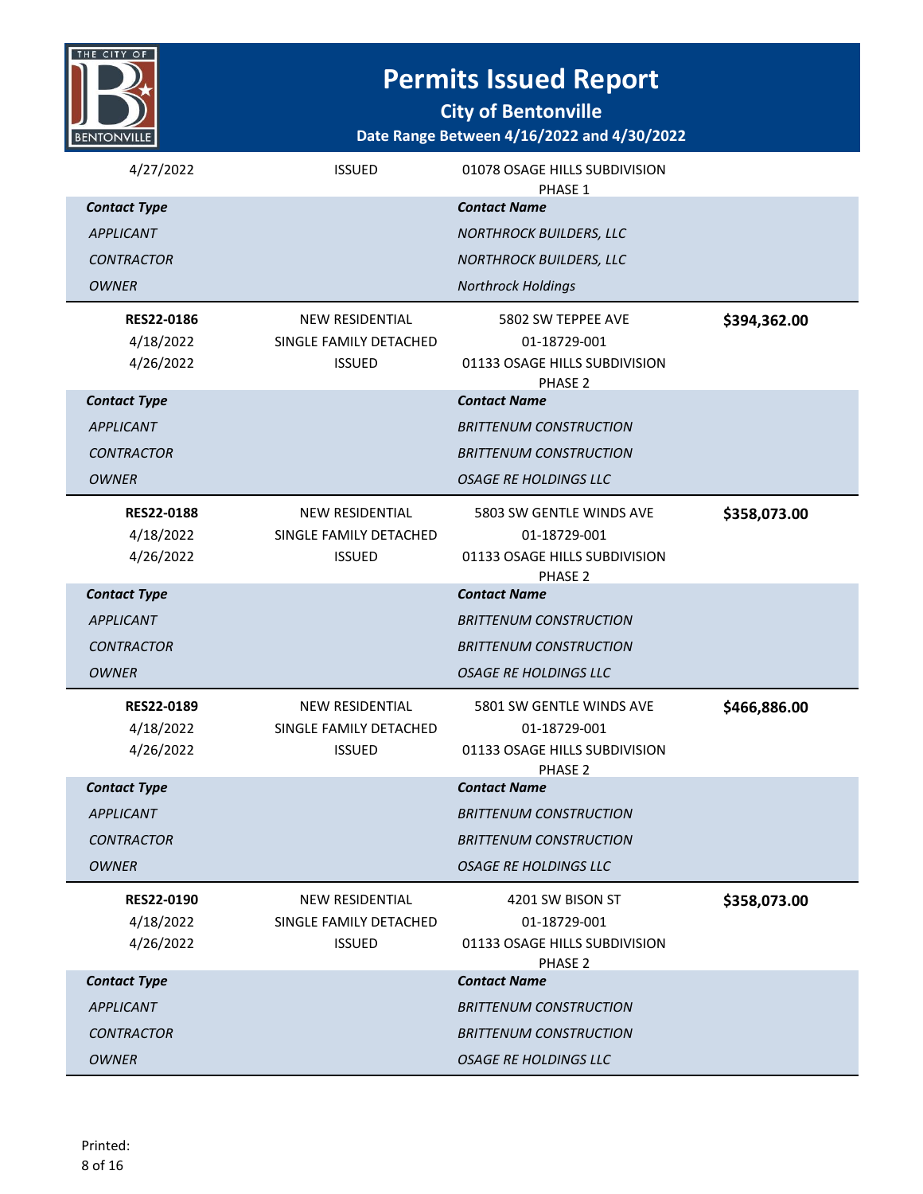# Permits Issued Report

## City of Bentonville

### Date Range Between 4/16/2022 and 4/30/2022

| | | | |
|---|---|---|---|
| 4/27/2022 | ISSUED | 01078 OSAGE HILLS SUBDIVISION PHASE 1 | |

| Contact Type | Contact Name |
|---|---|
| APPLICANT | NORTHROCK BUILDERS, LLC |
| CONTRACTOR | NORTHROCK BUILDERS, LLC |
| OWNER | Northrock Holdings |

| | | | |
|---|---|---|---|
| **RES22-0186** | NEW RESIDENTIAL | 5802 SW TEPPEE AVE | **$394,362.00** |
| 4/18/2022 | SINGLE FAMILY DETACHED | 01-18729-001 | |
| 4/26/2022 | ISSUED | 01133 OSAGE HILLS SUBDIVISION PHASE 2 | |

| Contact Type | Contact Name |
|---|---|
| APPLICANT | BRITTENUM CONSTRUCTION |
| CONTRACTOR | BRITTENUM CONSTRUCTION |
| OWNER | OSAGE RE HOLDINGS LLC |

| | | | |
|---|---|---|---|
| **RES22-0188** | NEW RESIDENTIAL | 5803 SW GENTLE WINDS AVE | **$358,073.00** |
| 4/18/2022 | SINGLE FAMILY DETACHED | 01-18729-001 | |
| 4/26/2022 | ISSUED | 01133 OSAGE HILLS SUBDIVISION PHASE 2 | |

| Contact Type | Contact Name |
|---|---|
| APPLICANT | BRITTENUM CONSTRUCTION |
| CONTRACTOR | BRITTENUM CONSTRUCTION |
| OWNER | OSAGE RE HOLDINGS LLC |

| | | | |
|---|---|---|---|
| **RES22-0189** | NEW RESIDENTIAL | 5801 SW GENTLE WINDS AVE | **$466,886.00** |
| 4/18/2022 | SINGLE FAMILY DETACHED | 01-18729-001 | |
| 4/26/2022 | ISSUED | 01133 OSAGE HILLS SUBDIVISION PHASE 2 | |

| Contact Type | Contact Name |
|---|---|
| APPLICANT | BRITTENUM CONSTRUCTION |
| CONTRACTOR | BRITTENUM CONSTRUCTION |
| OWNER | OSAGE RE HOLDINGS LLC |

| | | | |
|---|---|---|---|
| **RES22-0190** | NEW RESIDENTIAL | 4201 SW BISON ST | **$358,073.00** |
| 4/18/2022 | SINGLE FAMILY DETACHED | 01-18729-001 | |
| 4/26/2022 | ISSUED | 01133 OSAGE HILLS SUBDIVISION PHASE 2 | |

| Contact Type | Contact Name |
|---|---|
| APPLICANT | BRITTENUM CONSTRUCTION |
| CONTRACTOR | BRITTENUM CONSTRUCTION |
| OWNER | OSAGE RE HOLDINGS LLC |

Printed: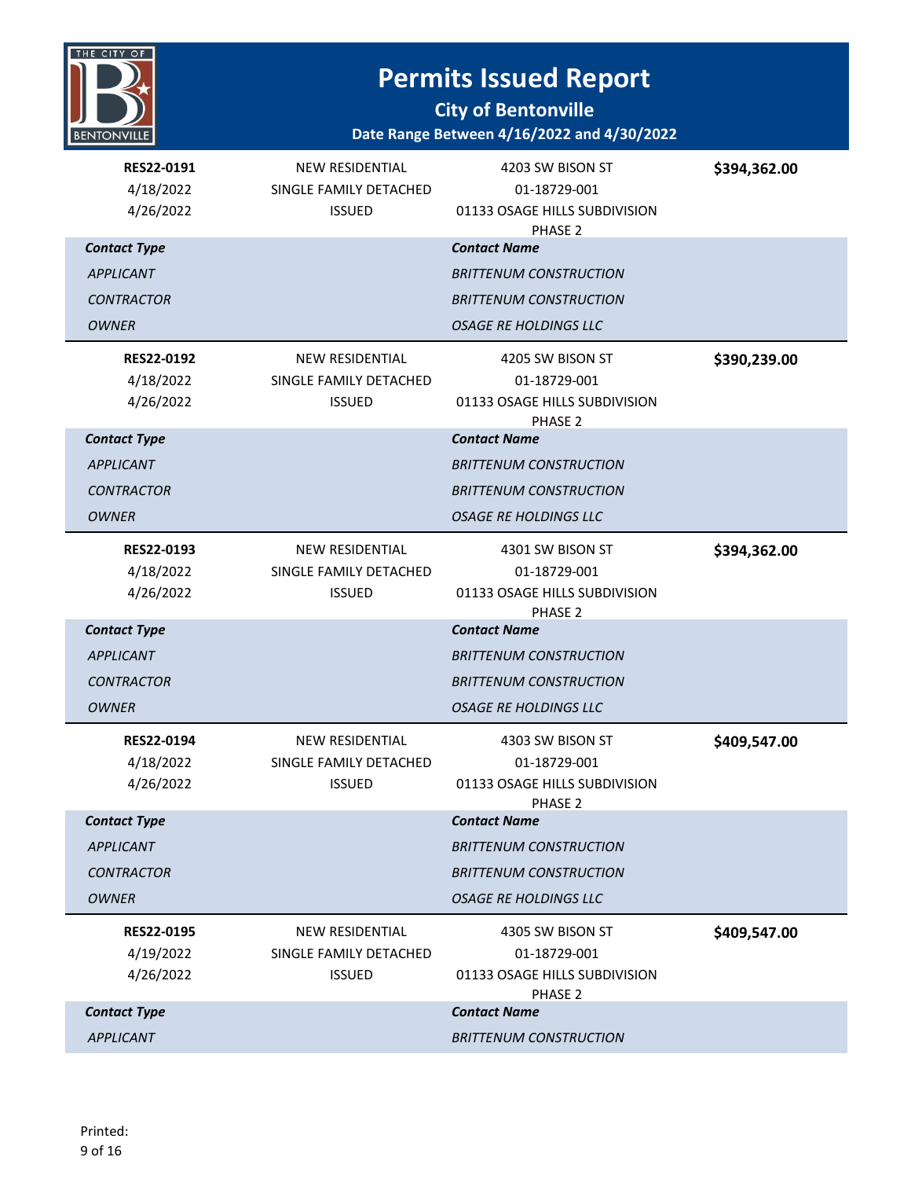# Permits Issued Report

## City of Bentonville

**Date Range Between 4/16/2022 and 4/30/2022**

| | | | |
|---|---|---|---|
| **RES22-0191** | NEW RESIDENTIAL | 4203 SW BISON ST | **$394,362.00** |
| 4/18/2022 | SINGLE FAMILY DETACHED | 01-18729-001 | |
| 4/26/2022 | ISSUED | 01133 OSAGE HILLS SUBDIVISION PHASE 2 | |

| *Contact Type* | *Contact Name* |
|---|---|
| *APPLICANT* | *BRITTENUM CONSTRUCTION* |
| *CONTRACTOR* | *BRITTENUM CONSTRUCTION* |
| *OWNER* | *OSAGE RE HOLDINGS LLC* |

| | | | |
|---|---|---|---|
| **RES22-0192** | NEW RESIDENTIAL | 4205 SW BISON ST | **$390,239.00** |
| 4/18/2022 | SINGLE FAMILY DETACHED | 01-18729-001 | |
| 4/26/2022 | ISSUED | 01133 OSAGE HILLS SUBDIVISION PHASE 2 | |

| *Contact Type* | *Contact Name* |
|---|---|
| *APPLICANT* | *BRITTENUM CONSTRUCTION* |
| *CONTRACTOR* | *BRITTENUM CONSTRUCTION* |
| *OWNER* | *OSAGE RE HOLDINGS LLC* |

| | | | |
|---|---|---|---|
| **RES22-0193** | NEW RESIDENTIAL | 4301 SW BISON ST | **$394,362.00** |
| 4/18/2022 | SINGLE FAMILY DETACHED | 01-18729-001 | |
| 4/26/2022 | ISSUED | 01133 OSAGE HILLS SUBDIVISION PHASE 2 | |

| *Contact Type* | *Contact Name* |
|---|---|
| *APPLICANT* | *BRITTENUM CONSTRUCTION* |
| *CONTRACTOR* | *BRITTENUM CONSTRUCTION* |
| *OWNER* | *OSAGE RE HOLDINGS LLC* |

| | | | |
|---|---|---|---|
| **RES22-0194** | NEW RESIDENTIAL | 4303 SW BISON ST | **$409,547.00** |
| 4/18/2022 | SINGLE FAMILY DETACHED | 01-18729-001 | |
| 4/26/2022 | ISSUED | 01133 OSAGE HILLS SUBDIVISION PHASE 2 | |

| *Contact Type* | *Contact Name* |
|---|---|
| *APPLICANT* | *BRITTENUM CONSTRUCTION* |
| *CONTRACTOR* | *BRITTENUM CONSTRUCTION* |
| *OWNER* | *OSAGE RE HOLDINGS LLC* |

| | | | |
|---|---|---|---|
| **RES22-0195** | NEW RESIDENTIAL | 4305 SW BISON ST | **$409,547.00** |
| 4/19/2022 | SINGLE FAMILY DETACHED | 01-18729-001 | |
| 4/26/2022 | ISSUED | 01133 OSAGE HILLS SUBDIVISION PHASE 2 | |

| *Contact Type* | *Contact Name* |
|---|---|
| *APPLICANT* | *BRITTENUM CONSTRUCTION* |

Printed: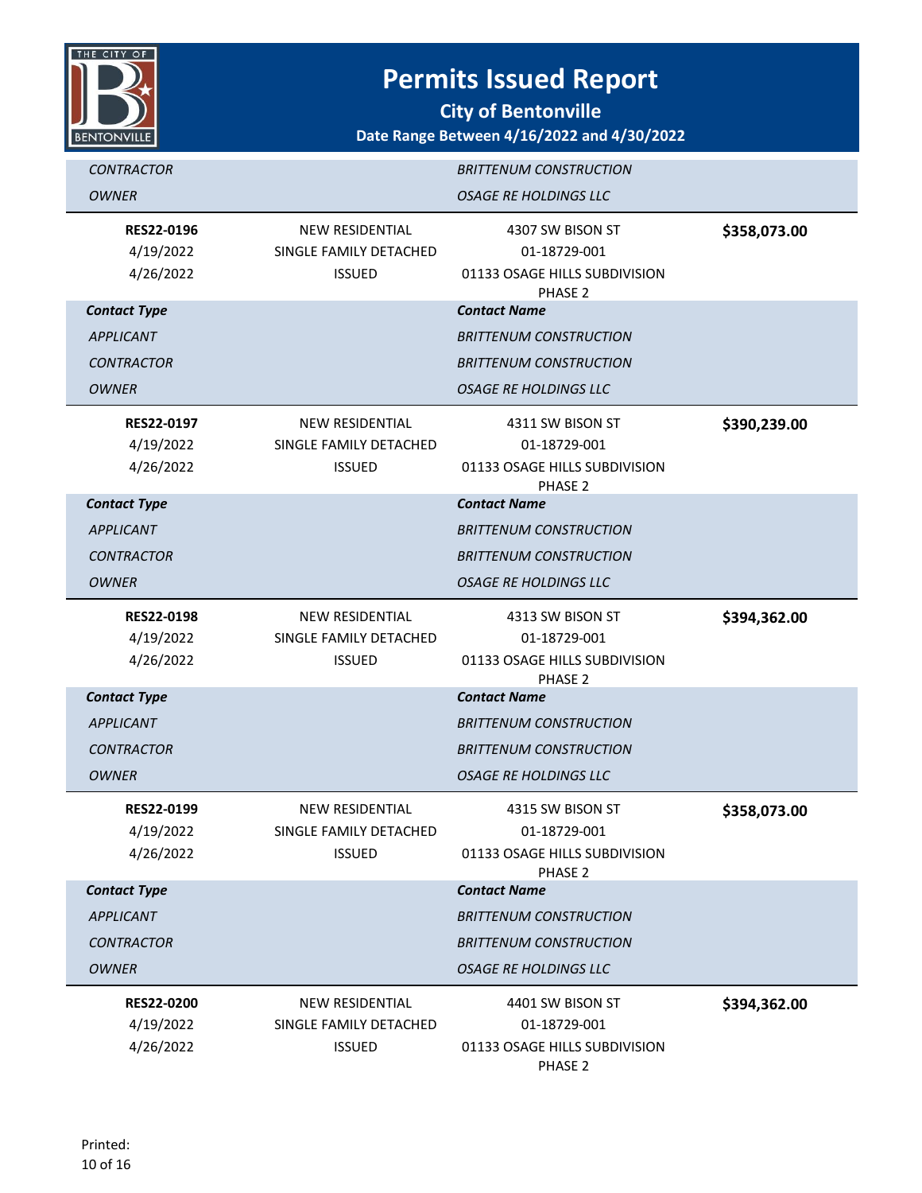# Permits Issued Report

## City of Bentonville

### Date Range Between 4/16/2022 and 4/30/2022

| | | |
|---|---|---|
| *CONTRACTOR* | | *BRITTENUM CONSTRUCTION* |
| *OWNER* | | *OSAGE RE HOLDINGS LLC* |

| | | | |
|---|---|---|---|
| **RES22-0196** | NEW RESIDENTIAL | 4307 SW BISON ST | **$358,073.00** |
| 4/19/2022 | SINGLE FAMILY DETACHED | 01-18729-001 | |
| 4/26/2022 | ISSUED | 01133 OSAGE HILLS SUBDIVISION PHASE 2 | |

| ***Contact Type*** | ***Contact Name*** |
|---|---|
| *APPLICANT* | *BRITTENUM CONSTRUCTION* |
| *CONTRACTOR* | *BRITTENUM CONSTRUCTION* |
| *OWNER* | *OSAGE RE HOLDINGS LLC* |

| | | | |
|---|---|---|---|
| **RES22-0197** | NEW RESIDENTIAL | 4311 SW BISON ST | **$390,239.00** |
| 4/19/2022 | SINGLE FAMILY DETACHED | 01-18729-001 | |
| 4/26/2022 | ISSUED | 01133 OSAGE HILLS SUBDIVISION PHASE 2 | |

| ***Contact Type*** | ***Contact Name*** |
|---|---|
| *APPLICANT* | *BRITTENUM CONSTRUCTION* |
| *CONTRACTOR* | *BRITTENUM CONSTRUCTION* |
| *OWNER* | *OSAGE RE HOLDINGS LLC* |

| | | | |
|---|---|---|---|
| **RES22-0198** | NEW RESIDENTIAL | 4313 SW BISON ST | **$394,362.00** |
| 4/19/2022 | SINGLE FAMILY DETACHED | 01-18729-001 | |
| 4/26/2022 | ISSUED | 01133 OSAGE HILLS SUBDIVISION PHASE 2 | |

| ***Contact Type*** | ***Contact Name*** |
|---|---|
| *APPLICANT* | *BRITTENUM CONSTRUCTION* |
| *CONTRACTOR* | *BRITTENUM CONSTRUCTION* |
| *OWNER* | *OSAGE RE HOLDINGS LLC* |

| | | | |
|---|---|---|---|
| **RES22-0199** | NEW RESIDENTIAL | 4315 SW BISON ST | **$358,073.00** |
| 4/19/2022 | SINGLE FAMILY DETACHED | 01-18729-001 | |
| 4/26/2022 | ISSUED | 01133 OSAGE HILLS SUBDIVISION PHASE 2 | |

| ***Contact Type*** | ***Contact Name*** |
|---|---|
| *APPLICANT* | *BRITTENUM CONSTRUCTION* |
| *CONTRACTOR* | *BRITTENUM CONSTRUCTION* |
| *OWNER* | *OSAGE RE HOLDINGS LLC* |

| | | | |
|---|---|---|---|
| **RES22-0200** | NEW RESIDENTIAL | 4401 SW BISON ST | **$394,362.00** |
| 4/19/2022 | SINGLE FAMILY DETACHED | 01-18729-001 | |
| 4/26/2022 | ISSUED | 01133 OSAGE HILLS SUBDIVISION PHASE 2 | |

Printed: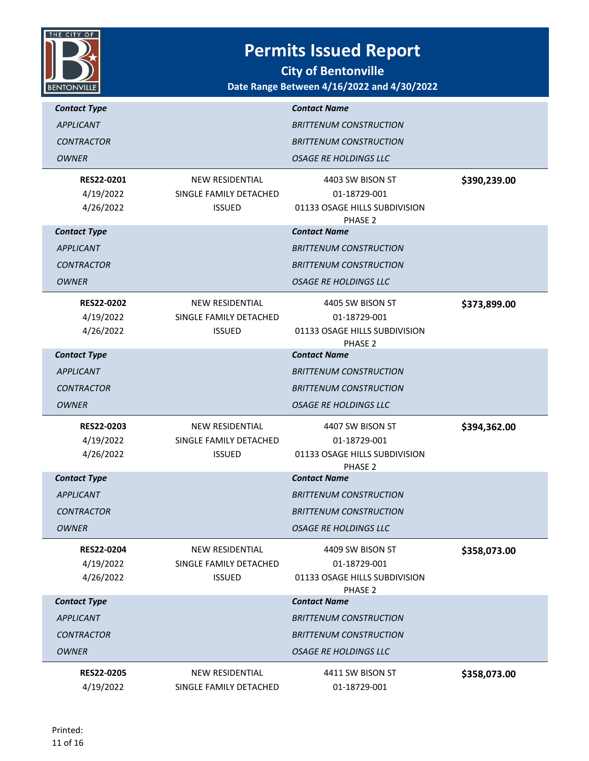# Permits Issued Report

## City of Bentonville

### Date Range Between 4/16/2022 and 4/30/2022

| Contact Type | Contact Name |
|---|---|
| *APPLICANT* | *BRITTENUM CONSTRUCTION* |
| *CONTRACTOR* | *BRITTENUM CONSTRUCTION* |
| *OWNER* | *OSAGE RE HOLDINGS LLC* |

| | | | |
|---|---|---|---|
| **RES22-0201** | NEW RESIDENTIAL | 4403 SW BISON ST | **$390,239.00** |
| 4/19/2022 | SINGLE FAMILY DETACHED | 01-18729-001 | |
| 4/26/2022 | ISSUED | 01133 OSAGE HILLS SUBDIVISION PHASE 2 | |

| Contact Type | Contact Name |
|---|---|
| *APPLICANT* | *BRITTENUM CONSTRUCTION* |
| *CONTRACTOR* | *BRITTENUM CONSTRUCTION* |
| *OWNER* | *OSAGE RE HOLDINGS LLC* |

| | | | |
|---|---|---|---|
| **RES22-0202** | NEW RESIDENTIAL | 4405 SW BISON ST | **$373,899.00** |
| 4/19/2022 | SINGLE FAMILY DETACHED | 01-18729-001 | |
| 4/26/2022 | ISSUED | 01133 OSAGE HILLS SUBDIVISION PHASE 2 | |

| Contact Type | Contact Name |
|---|---|
| *APPLICANT* | *BRITTENUM CONSTRUCTION* |
| *CONTRACTOR* | *BRITTENUM CONSTRUCTION* |
| *OWNER* | *OSAGE RE HOLDINGS LLC* |

| | | | |
|---|---|---|---|
| **RES22-0203** | NEW RESIDENTIAL | 4407 SW BISON ST | **$394,362.00** |
| 4/19/2022 | SINGLE FAMILY DETACHED | 01-18729-001 | |
| 4/26/2022 | ISSUED | 01133 OSAGE HILLS SUBDIVISION PHASE 2 | |

| Contact Type | Contact Name |
|---|---|
| *APPLICANT* | *BRITTENUM CONSTRUCTION* |
| *CONTRACTOR* | *BRITTENUM CONSTRUCTION* |
| *OWNER* | *OSAGE RE HOLDINGS LLC* |

| | | | |
|---|---|---|---|
| **RES22-0204** | NEW RESIDENTIAL | 4409 SW BISON ST | **$358,073.00** |
| 4/19/2022 | SINGLE FAMILY DETACHED | 01-18729-001 | |
| 4/26/2022 | ISSUED | 01133 OSAGE HILLS SUBDIVISION PHASE 2 | |

| Contact Type | Contact Name |
|---|---|
| *APPLICANT* | *BRITTENUM CONSTRUCTION* |
| *CONTRACTOR* | *BRITTENUM CONSTRUCTION* |
| *OWNER* | *OSAGE RE HOLDINGS LLC* |

| | | | |
|---|---|---|---|
| **RES22-0205** | NEW RESIDENTIAL | 4411 SW BISON ST | **$358,073.00** |
| 4/19/2022 | SINGLE FAMILY DETACHED | 01-18729-001 | |

Printed: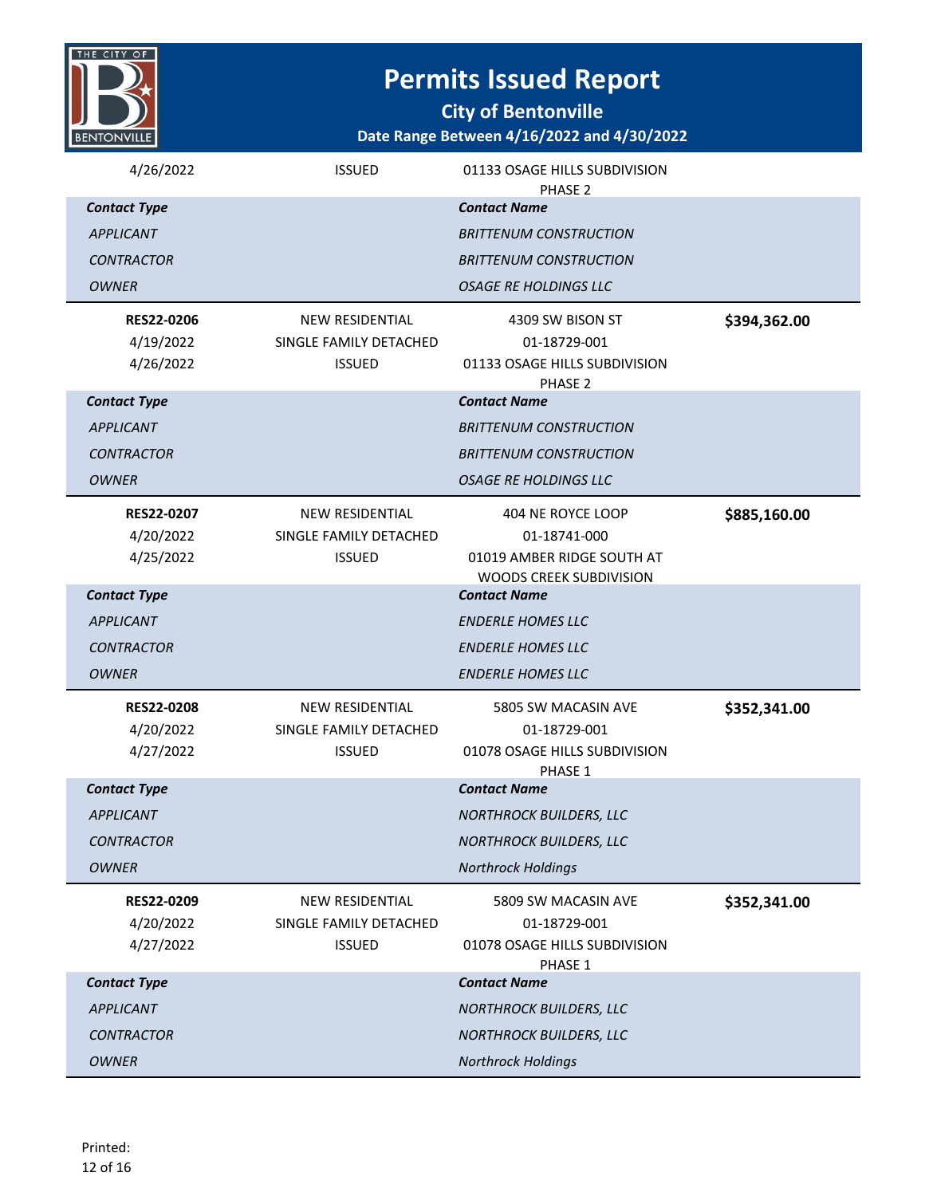# Permits Issued Report

## City of Bentonville

### Date Range Between 4/16/2022 and 4/30/2022

| | | | |
|---|---|---|---|
| 4/26/2022 | ISSUED | 01133 OSAGE HILLS SUBDIVISION PHASE 2 | |

| Contact Type | Contact Name |
|---|---|
| *APPLICANT* | *BRITTENUM CONSTRUCTION* |
| *CONTRACTOR* | *BRITTENUM CONSTRUCTION* |
| *OWNER* | *OSAGE RE HOLDINGS LLC* |

| | | | |
|---|---|---|---|
| **RES22-0206** | NEW RESIDENTIAL | 4309 SW BISON ST | **$394,362.00** |
| 4/19/2022 | SINGLE FAMILY DETACHED | 01-18729-001 | |
| 4/26/2022 | ISSUED | 01133 OSAGE HILLS SUBDIVISION PHASE 2 | |

| Contact Type | Contact Name |
|---|---|
| *APPLICANT* | *BRITTENUM CONSTRUCTION* |
| *CONTRACTOR* | *BRITTENUM CONSTRUCTION* |
| *OWNER* | *OSAGE RE HOLDINGS LLC* |

| | | | |
|---|---|---|---|
| **RES22-0207** | NEW RESIDENTIAL | 404 NE ROYCE LOOP | **$885,160.00** |
| 4/20/2022 | SINGLE FAMILY DETACHED | 01-18741-000 | |
| 4/25/2022 | ISSUED | 01019 AMBER RIDGE SOUTH AT WOODS CREEK SUBDIVISION | |

| Contact Type | Contact Name |
|---|---|
| *APPLICANT* | *ENDERLE HOMES LLC* |
| *CONTRACTOR* | *ENDERLE HOMES LLC* |
| *OWNER* | *ENDERLE HOMES LLC* |

| | | | |
|---|---|---|---|
| **RES22-0208** | NEW RESIDENTIAL | 5805 SW MACASIN AVE | **$352,341.00** |
| 4/20/2022 | SINGLE FAMILY DETACHED | 01-18729-001 | |
| 4/27/2022 | ISSUED | 01078 OSAGE HILLS SUBDIVISION PHASE 1 | |

| Contact Type | Contact Name |
|---|---|
| *APPLICANT* | *NORTHROCK BUILDERS, LLC* |
| *CONTRACTOR* | *NORTHROCK BUILDERS, LLC* |
| *OWNER* | *Northrock Holdings* |

| | | | |
|---|---|---|---|
| **RES22-0209** | NEW RESIDENTIAL | 5809 SW MACASIN AVE | **$352,341.00** |
| 4/20/2022 | SINGLE FAMILY DETACHED | 01-18729-001 | |
| 4/27/2022 | ISSUED | 01078 OSAGE HILLS SUBDIVISION PHASE 1 | |

| Contact Type | Contact Name |
|---|---|
| *APPLICANT* | *NORTHROCK BUILDERS, LLC* |
| *CONTRACTOR* | *NORTHROCK BUILDERS, LLC* |
| *OWNER* | *Northrock Holdings* |

Printed: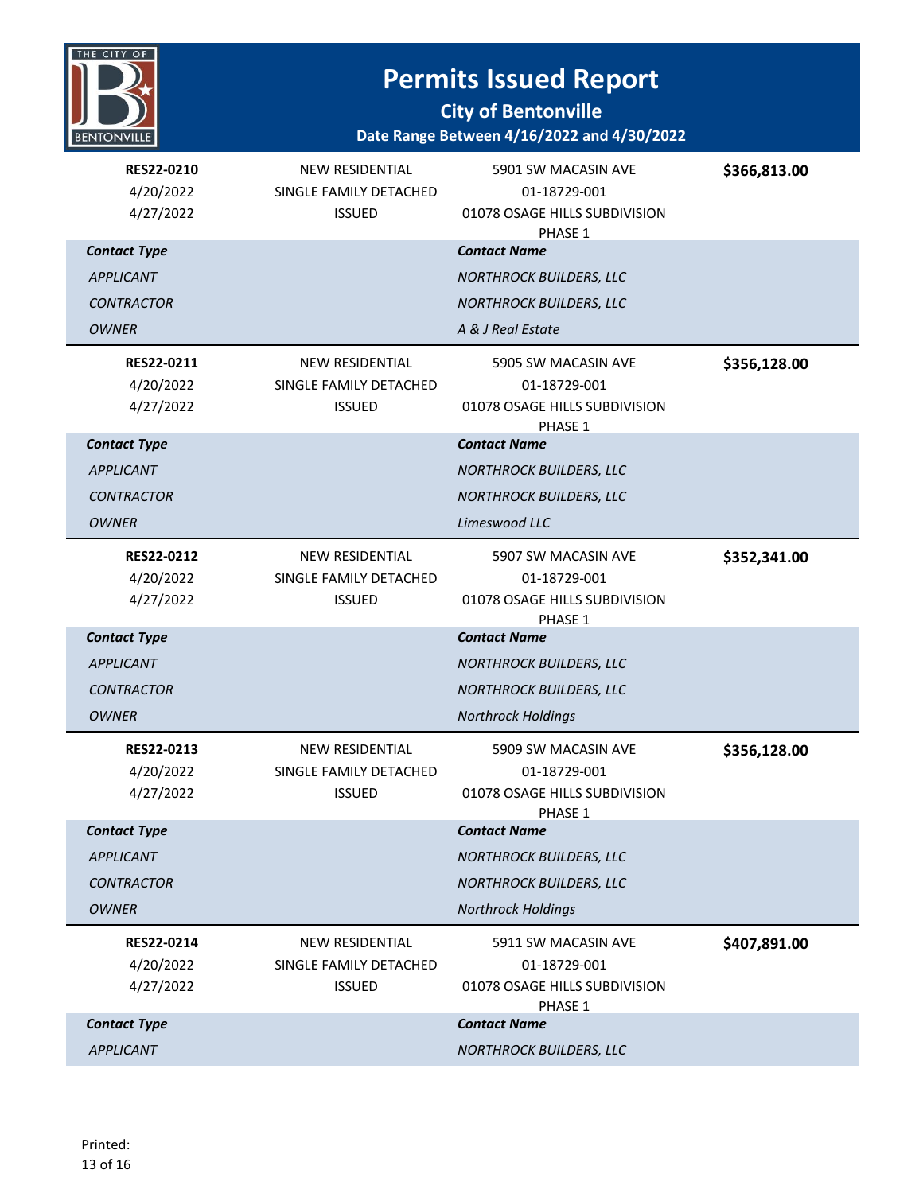# Permits Issued Report

## City of Bentonville

### Date Range Between 4/16/2022 and 4/30/2022

| | | | |
|---|---|---|---|
| **RES22-0210** | NEW RESIDENTIAL | 5901 SW MACASIN AVE | **$366,813.00** |
| 4/20/2022 | SINGLE FAMILY DETACHED | 01-18729-001 | |
| 4/27/2022 | ISSUED | 01078 OSAGE HILLS SUBDIVISION PHASE 1 | |

| ***Contact Type*** | ***Contact Name*** |
|---|---|
| *APPLICANT* | *NORTHROCK BUILDERS, LLC* |
| *CONTRACTOR* | *NORTHROCK BUILDERS, LLC* |
| *OWNER* | *A & J Real Estate* |

| | | | |
|---|---|---|---|
| **RES22-0211** | NEW RESIDENTIAL | 5905 SW MACASIN AVE | **$356,128.00** |
| 4/20/2022 | SINGLE FAMILY DETACHED | 01-18729-001 | |
| 4/27/2022 | ISSUED | 01078 OSAGE HILLS SUBDIVISION PHASE 1 | |

| ***Contact Type*** | ***Contact Name*** |
|---|---|
| *APPLICANT* | *NORTHROCK BUILDERS, LLC* |
| *CONTRACTOR* | *NORTHROCK BUILDERS, LLC* |
| *OWNER* | *Limeswood LLC* |

| | | | |
|---|---|---|---|
| **RES22-0212** | NEW RESIDENTIAL | 5907 SW MACASIN AVE | **$352,341.00** |
| 4/20/2022 | SINGLE FAMILY DETACHED | 01-18729-001 | |
| 4/27/2022 | ISSUED | 01078 OSAGE HILLS SUBDIVISION PHASE 1 | |

| ***Contact Type*** | ***Contact Name*** |
|---|---|
| *APPLICANT* | *NORTHROCK BUILDERS, LLC* |
| *CONTRACTOR* | *NORTHROCK BUILDERS, LLC* |
| *OWNER* | *Northrock Holdings* |

| | | | |
|---|---|---|---|
| **RES22-0213** | NEW RESIDENTIAL | 5909 SW MACASIN AVE | **$356,128.00** |
| 4/20/2022 | SINGLE FAMILY DETACHED | 01-18729-001 | |
| 4/27/2022 | ISSUED | 01078 OSAGE HILLS SUBDIVISION PHASE 1 | |

| ***Contact Type*** | ***Contact Name*** |
|---|---|
| *APPLICANT* | *NORTHROCK BUILDERS, LLC* |
| *CONTRACTOR* | *NORTHROCK BUILDERS, LLC* |
| *OWNER* | *Northrock Holdings* |

| | | | |
|---|---|---|---|
| **RES22-0214** | NEW RESIDENTIAL | 5911 SW MACASIN AVE | **$407,891.00** |
| 4/20/2022 | SINGLE FAMILY DETACHED | 01-18729-001 | |
| 4/27/2022 | ISSUED | 01078 OSAGE HILLS SUBDIVISION PHASE 1 | |

| ***Contact Type*** | ***Contact Name*** |
|---|---|
| *APPLICANT* | *NORTHROCK BUILDERS, LLC* |

Printed: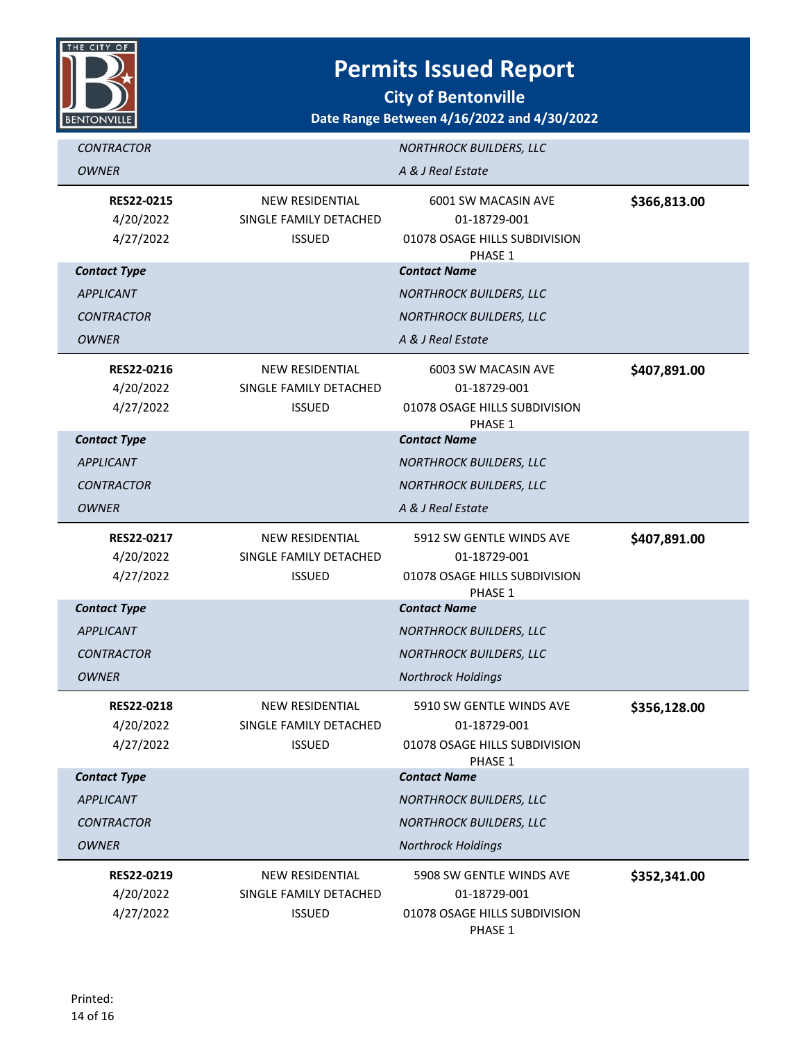# Permits Issued Report

## City of Bentonville

### Date Range Between 4/16/2022 and 4/30/2022

| | | | |
|---|---|---|---|
| *CONTRACTOR* | | *NORTHROCK BUILDERS, LLC* | |
| *OWNER* | | *A & J Real Estate* | |

| | | | |
|---|---|---|---|
| **RES22-0215** | NEW RESIDENTIAL | 6001 SW MACASIN AVE | **$366,813.00** |
| 4/20/2022 | SINGLE FAMILY DETACHED | 01-18729-001 | |
| 4/27/2022 | ISSUED | 01078 OSAGE HILLS SUBDIVISION PHASE 1 | |
| ***Contact Type*** | | ***Contact Name*** | |
| *APPLICANT* | | *NORTHROCK BUILDERS, LLC* | |
| *CONTRACTOR* | | *NORTHROCK BUILDERS, LLC* | |
| *OWNER* | | *A & J Real Estate* | |

| | | | |
|---|---|---|---|
| **RES22-0216** | NEW RESIDENTIAL | 6003 SW MACASIN AVE | **$407,891.00** |
| 4/20/2022 | SINGLE FAMILY DETACHED | 01-18729-001 | |
| 4/27/2022 | ISSUED | 01078 OSAGE HILLS SUBDIVISION PHASE 1 | |
| ***Contact Type*** | | ***Contact Name*** | |
| *APPLICANT* | | *NORTHROCK BUILDERS, LLC* | |
| *CONTRACTOR* | | *NORTHROCK BUILDERS, LLC* | |
| *OWNER* | | *A & J Real Estate* | |

| | | | |
|---|---|---|---|
| **RES22-0217** | NEW RESIDENTIAL | 5912 SW GENTLE WINDS AVE | **$407,891.00** |
| 4/20/2022 | SINGLE FAMILY DETACHED | 01-18729-001 | |
| 4/27/2022 | ISSUED | 01078 OSAGE HILLS SUBDIVISION PHASE 1 | |
| ***Contact Type*** | | ***Contact Name*** | |
| *APPLICANT* | | *NORTHROCK BUILDERS, LLC* | |
| *CONTRACTOR* | | *NORTHROCK BUILDERS, LLC* | |
| *OWNER* | | *Northrock Holdings* | |

| | | | |
|---|---|---|---|
| **RES22-0218** | NEW RESIDENTIAL | 5910 SW GENTLE WINDS AVE | **$356,128.00** |
| 4/20/2022 | SINGLE FAMILY DETACHED | 01-18729-001 | |
| 4/27/2022 | ISSUED | 01078 OSAGE HILLS SUBDIVISION PHASE 1 | |
| ***Contact Type*** | | ***Contact Name*** | |
| *APPLICANT* | | *NORTHROCK BUILDERS, LLC* | |
| *CONTRACTOR* | | *NORTHROCK BUILDERS, LLC* | |
| *OWNER* | | *Northrock Holdings* | |

| | | | |
|---|---|---|---|
| **RES22-0219** | NEW RESIDENTIAL | 5908 SW GENTLE WINDS AVE | **$352,341.00** |
| 4/20/2022 | SINGLE FAMILY DETACHED | 01-18729-001 | |
| 4/27/2022 | ISSUED | 01078 OSAGE HILLS SUBDIVISION PHASE 1 | |

Printed: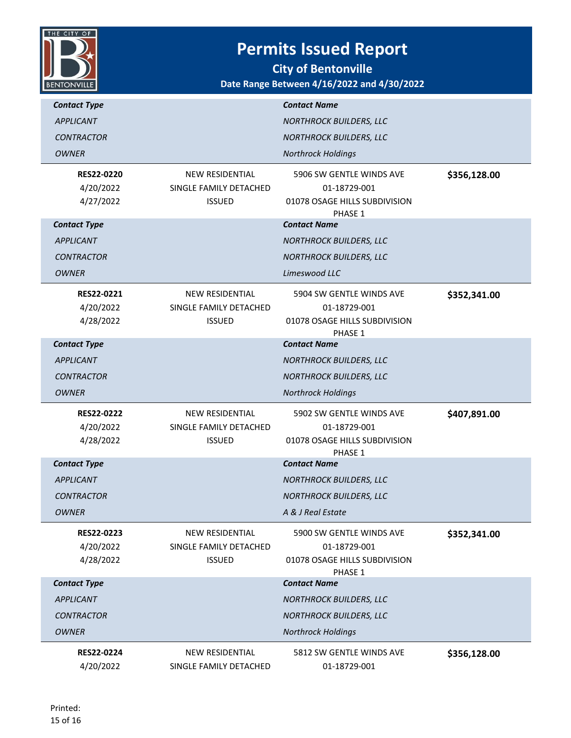# Permits Issued Report

## City of Bentonville

### Date Range Between 4/16/2022 and 4/30/2022

| Contact Type | Contact Name |
|---|---|
| *APPLICANT* | *NORTHROCK BUILDERS, LLC* |
| *CONTRACTOR* | *NORTHROCK BUILDERS, LLC* |
| *OWNER* | *Northrock Holdings* |

| | | | |
|---|---|---|---|
| **RES22-0220** | NEW RESIDENTIAL | 5906 SW GENTLE WINDS AVE | **$356,128.00** |
| 4/20/2022 | SINGLE FAMILY DETACHED | 01-18729-001 | |
| 4/27/2022 | ISSUED | 01078 OSAGE HILLS SUBDIVISION PHASE 1 | |

| Contact Type | Contact Name |
|---|---|
| *APPLICANT* | *NORTHROCK BUILDERS, LLC* |
| *CONTRACTOR* | *NORTHROCK BUILDERS, LLC* |
| *OWNER* | *Limeswood LLC* |

| | | | |
|---|---|---|---|
| **RES22-0221** | NEW RESIDENTIAL | 5904 SW GENTLE WINDS AVE | **$352,341.00** |
| 4/20/2022 | SINGLE FAMILY DETACHED | 01-18729-001 | |
| 4/28/2022 | ISSUED | 01078 OSAGE HILLS SUBDIVISION PHASE 1 | |

| Contact Type | Contact Name |
|---|---|
| *APPLICANT* | *NORTHROCK BUILDERS, LLC* |
| *CONTRACTOR* | *NORTHROCK BUILDERS, LLC* |
| *OWNER* | *Northrock Holdings* |

| | | | |
|---|---|---|---|
| **RES22-0222** | NEW RESIDENTIAL | 5902 SW GENTLE WINDS AVE | **$407,891.00** |
| 4/20/2022 | SINGLE FAMILY DETACHED | 01-18729-001 | |
| 4/28/2022 | ISSUED | 01078 OSAGE HILLS SUBDIVISION PHASE 1 | |

| Contact Type | Contact Name |
|---|---|
| *APPLICANT* | *NORTHROCK BUILDERS, LLC* |
| *CONTRACTOR* | *NORTHROCK BUILDERS, LLC* |
| *OWNER* | *A & J Real Estate* |

| | | | |
|---|---|---|---|
| **RES22-0223** | NEW RESIDENTIAL | 5900 SW GENTLE WINDS AVE | **$352,341.00** |
| 4/20/2022 | SINGLE FAMILY DETACHED | 01-18729-001 | |
| 4/28/2022 | ISSUED | 01078 OSAGE HILLS SUBDIVISION PHASE 1 | |

| Contact Type | Contact Name |
|---|---|
| *APPLICANT* | *NORTHROCK BUILDERS, LLC* |
| *CONTRACTOR* | *NORTHROCK BUILDERS, LLC* |
| *OWNER* | *Northrock Holdings* |

| | | | |
|---|---|---|---|
| **RES22-0224** | NEW RESIDENTIAL | 5812 SW GENTLE WINDS AVE | **$356,128.00** |
| 4/20/2022 | SINGLE FAMILY DETACHED | 01-18729-001 | |

Printed: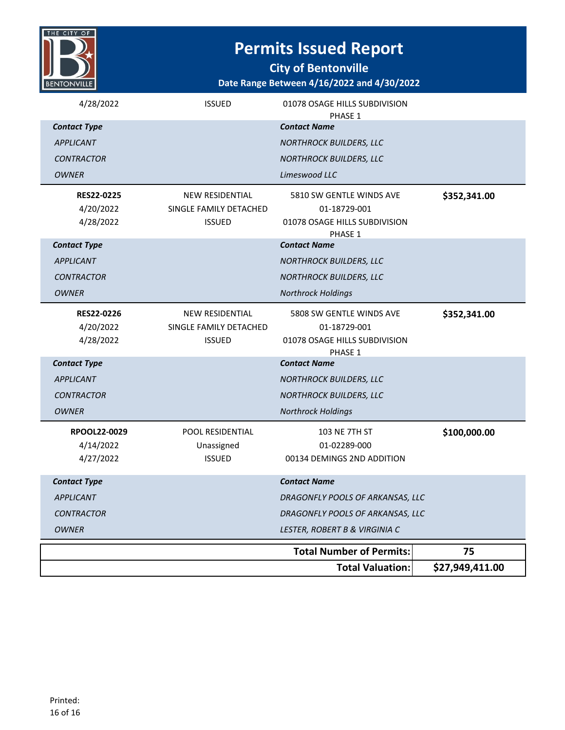# Permits Issued Report

**City of Bentonville**

**Date Range Between 4/16/2022 and 4/30/2022**

| | | | |
|---|---|---|---|
| 4/28/2022 | ISSUED | 01078 OSAGE HILLS SUBDIVISION PHASE 1 | |
| ***Contact Type*** | | ***Contact Name*** | |
| *APPLICANT* | | *NORTHROCK BUILDERS, LLC* | |
| *CONTRACTOR* | | *NORTHROCK BUILDERS, LLC* | |
| *OWNER* | | *Limeswood LLC* | |
| **RES22-0225** | NEW RESIDENTIAL | 5810 SW GENTLE WINDS AVE | **$352,341.00** |
| 4/20/2022 | SINGLE FAMILY DETACHED | 01-18729-001 | |
| 4/28/2022 | ISSUED | 01078 OSAGE HILLS SUBDIVISION PHASE 1 | |
| ***Contact Type*** | | ***Contact Name*** | |
| *APPLICANT* | | *NORTHROCK BUILDERS, LLC* | |
| *CONTRACTOR* | | *NORTHROCK BUILDERS, LLC* | |
| *OWNER* | | *Northrock Holdings* | |
| **RES22-0226** | NEW RESIDENTIAL | 5808 SW GENTLE WINDS AVE | **$352,341.00** |
| 4/20/2022 | SINGLE FAMILY DETACHED | 01-18729-001 | |
| 4/28/2022 | ISSUED | 01078 OSAGE HILLS SUBDIVISION PHASE 1 | |
| ***Contact Type*** | | ***Contact Name*** | |
| *APPLICANT* | | *NORTHROCK BUILDERS, LLC* | |
| *CONTRACTOR* | | *NORTHROCK BUILDERS, LLC* | |
| *OWNER* | | *Northrock Holdings* | |
| **RPOOL22-0029** | POOL RESIDENTIAL | 103 NE 7TH ST | **$100,000.00** |
| 4/14/2022 | Unassigned | 01-02289-000 | |
| 4/27/2022 | ISSUED | 00134 DEMINGS 2ND ADDITION | |
| ***Contact Type*** | | ***Contact Name*** | |
| *APPLICANT* | | *DRAGONFLY POOLS OF ARKANSAS, LLC* | |
| *CONTRACTOR* | | *DRAGONFLY POOLS OF ARKANSAS, LLC* | |
| *OWNER* | | *LESTER, ROBERT B & VIRGINIA C* | |

| | |
|---|---|
| **Total Number of Permits:** | **75** |
| **Total Valuation:** | **$27,949,411.00** |

Printed: